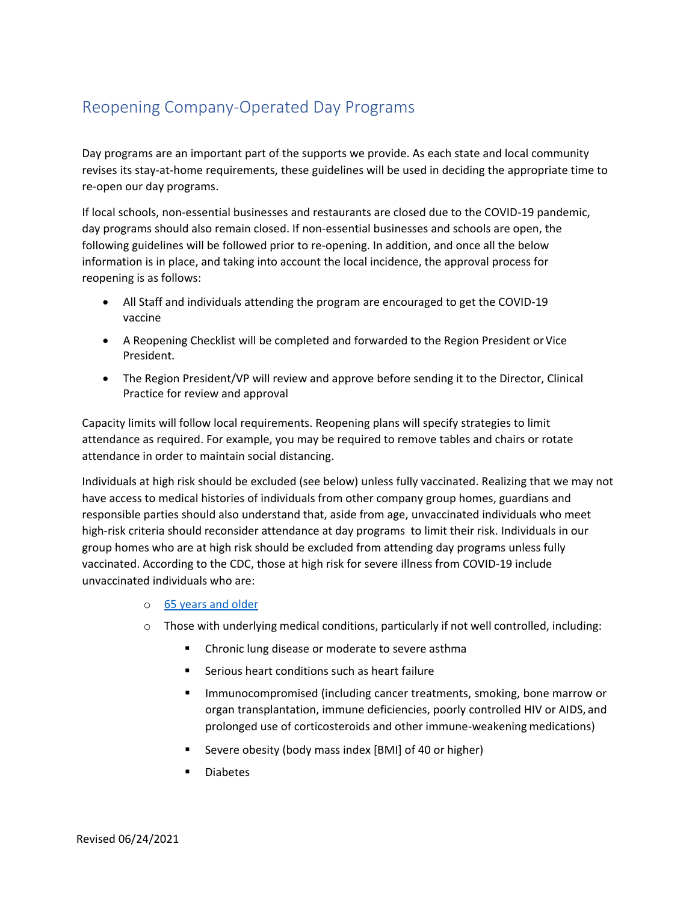# Reopening Company-Operated Day Programs

Day programs are an important part of the supports we provide. As each state and local community revises its stay-at-home requirements, these guidelines will be used in deciding the appropriate time to re-open our day programs.

If local schools, non-essential businesses and restaurants are closed due to the COVID-19 pandemic, day programs should also remain closed. If non-essential businesses and schools are open, the following guidelines will be followed prior to re-opening. In addition, and once all the below information is in place, and taking into account the local incidence, the approval process for reopening is as follows:

- All Staff and individuals attending the program are encouraged to get the COVID-19 vaccine
- A Reopening Checklist will be completed and forwarded to the Region President or Vice President.
- The Region President/VP will review and approve before sending it to the Director, Clinical Practice for review and approval

Capacity limits will follow local requirements. Reopening plans will specify strategies to limit attendance as required. For example, you may be required to remove tables and chairs or rotate attendance in order to maintain social distancing.

Individuals at high risk should be excluded (see below) unless fully vaccinated. Realizing that we may not have access to medical histories of individuals from other company group homes, guardians and responsible parties should also understand that, aside from age, unvaccinated individuals who meet high-risk criteria should reconsider attendance at day programs to limit their risk. Individuals in our group homes who are at high risk should be excluded from attending day programs unless fully vaccinated. According to the CDC, those at high risk for severe illness from COVID-19 include unvaccinated individuals who are:

- 65 years and older
- Those with underlying medical conditions, particularly if not well controlled, including:
  - Chronic lung disease or moderate to severe asthma
  - Serious heart conditions such as heart failure
  - Immunocompromised (including cancer treatments, smoking, bone marrow or organ transplantation, immune deficiencies, poorly controlled HIV or AIDS, and prolonged use of corticosteroids and other immune-weakening medications)
  - Severe obesity (body mass index [BMI] of 40 or higher)
  - Diabetes

Revised 06/24/2021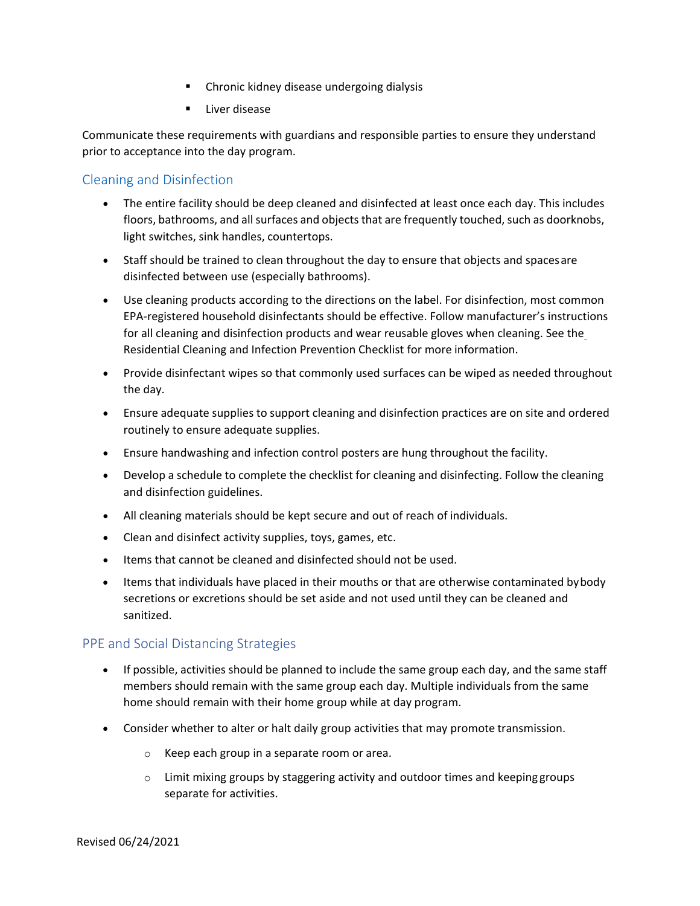- Chronic kidney disease undergoing dialysis
    - Liver disease

Communicate these requirements with guardians and responsible parties to ensure they understand prior to acceptance into the day program.

## Cleaning and Disinfection

- The entire facility should be deep cleaned and disinfected at least once each day. This includes floors, bathrooms, and all surfaces and objects that are frequently touched, such as doorknobs, light switches, sink handles, countertops.
- Staff should be trained to clean throughout the day to ensure that objects and spaces are disinfected between use (especially bathrooms).
- Use cleaning products according to the directions on the label. For disinfection, most common EPA-registered household disinfectants should be effective. Follow manufacturer's instructions for all cleaning and disinfection products and wear reusable gloves when cleaning. See the Residential Cleaning and Infection Prevention Checklist for more information.
- Provide disinfectant wipes so that commonly used surfaces can be wiped as needed throughout the day.
- Ensure adequate supplies to support cleaning and disinfection practices are on site and ordered routinely to ensure adequate supplies.
- Ensure handwashing and infection control posters are hung throughout the facility.
- Develop a schedule to complete the checklist for cleaning and disinfecting. Follow the cleaning and disinfection guidelines.
- All cleaning materials should be kept secure and out of reach of individuals.
- Clean and disinfect activity supplies, toys, games, etc.
- Items that cannot be cleaned and disinfected should not be used.
- Items that individuals have placed in their mouths or that are otherwise contaminated by body secretions or excretions should be set aside and not used until they can be cleaned and sanitized.

## PPE and Social Distancing Strategies

- If possible, activities should be planned to include the same group each day, and the same staff members should remain with the same group each day. Multiple individuals from the same home should remain with their home group while at day program.
- Consider whether to alter or halt daily group activities that may promote transmission.
    - Keep each group in a separate room or area.
    - Limit mixing groups by staggering activity and outdoor times and keeping groups separate for activities.

Revised 06/24/2021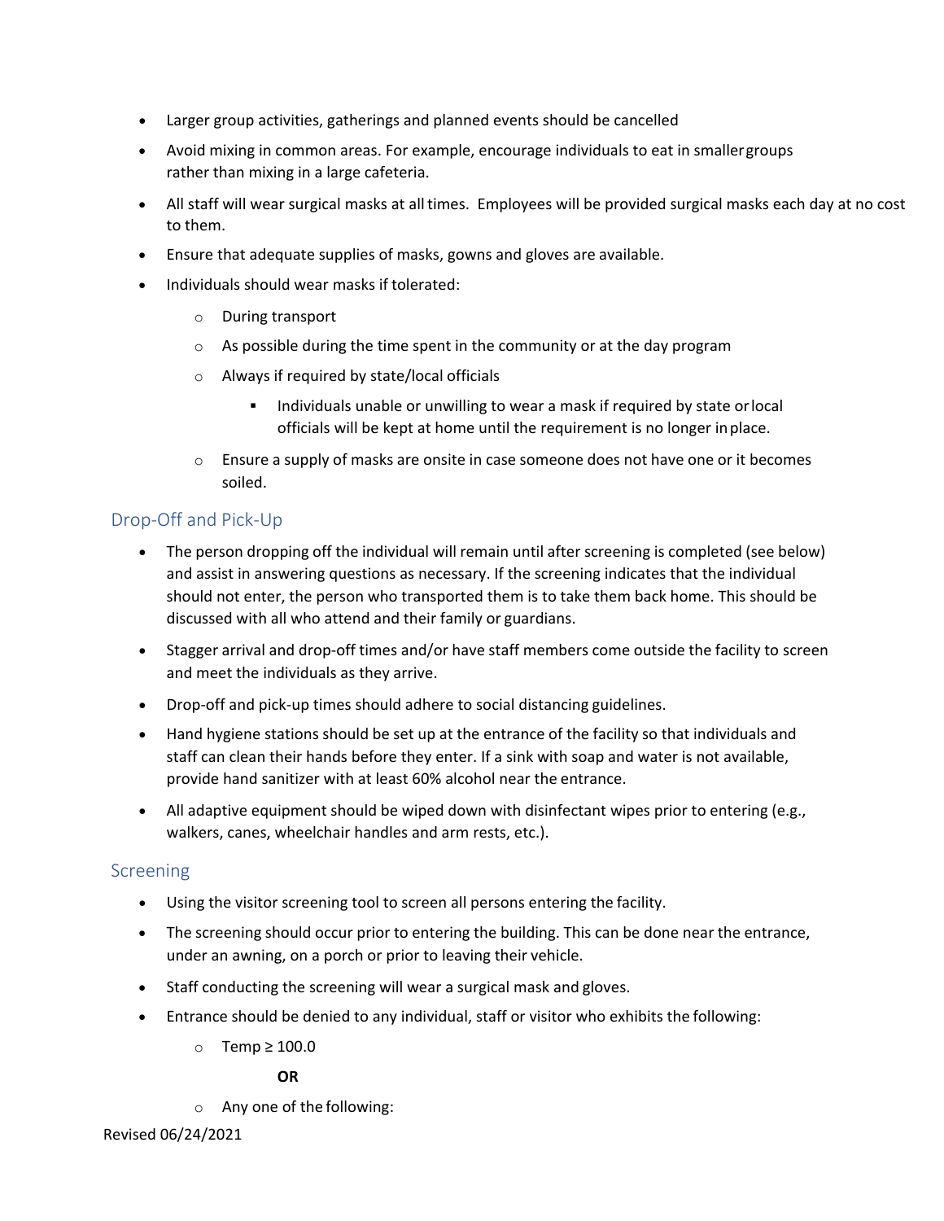- Larger group activities, gatherings and planned events should be cancelled
- Avoid mixing in common areas. For example, encourage individuals to eat in smaller groups rather than mixing in a large cafeteria.
- All staff will wear surgical masks at all times. Employees will be provided surgical masks each day at no cost to them.
- Ensure that adequate supplies of masks, gowns and gloves are available.
- Individuals should wear masks if tolerated:
  - During transport
  - As possible during the time spent in the community or at the day program
  - Always if required by state/local officials
    - Individuals unable or unwilling to wear a mask if required by state or local officials will be kept at home until the requirement is no longer in place.
  - Ensure a supply of masks are onsite in case someone does not have one or it becomes soiled.

## Drop-Off and Pick-Up

- The person dropping off the individual will remain until after screening is completed (see below) and assist in answering questions as necessary. If the screening indicates that the individual should not enter, the person who transported them is to take them back home. This should be discussed with all who attend and their family or guardians.
- Stagger arrival and drop-off times and/or have staff members come outside the facility to screen and meet the individuals as they arrive.
- Drop-off and pick-up times should adhere to social distancing guidelines.
- Hand hygiene stations should be set up at the entrance of the facility so that individuals and staff can clean their hands before they enter. If a sink with soap and water is not available, provide hand sanitizer with at least 60% alcohol near the entrance.
- All adaptive equipment should be wiped down with disinfectant wipes prior to entering (e.g., walkers, canes, wheelchair handles and arm rests, etc.).

## Screening

- Using the visitor screening tool to screen all persons entering the facility.
- The screening should occur prior to entering the building. This can be done near the entrance, under an awning, on a porch or prior to leaving their vehicle.
- Staff conducting the screening will wear a surgical mask and gloves.
- Entrance should be denied to any individual, staff or visitor who exhibits the following:
  - Temp ≥ 100.0

    **OR**

  - Any one of the following:

Revised 06/24/2021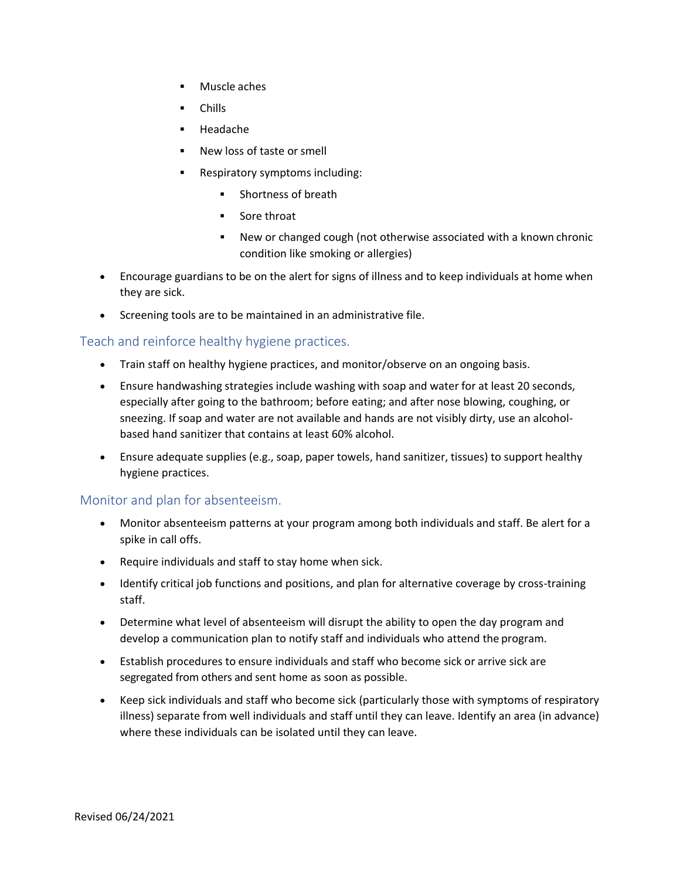- Muscle aches
    - Chills
    - Headache
    - New loss of taste or smell
    - Respiratory symptoms including:
      - Shortness of breath
      - Sore throat
      - New or changed cough (not otherwise associated with a known chronic condition like smoking or allergies)

- Encourage guardians to be on the alert for signs of illness and to keep individuals at home when they are sick.
- Screening tools are to be maintained in an administrative file.

## Teach and reinforce healthy hygiene practices.

- Train staff on healthy hygiene practices, and monitor/observe on an ongoing basis.
- Ensure handwashing strategies include washing with soap and water for at least 20 seconds, especially after going to the bathroom; before eating; and after nose blowing, coughing, or sneezing. If soap and water are not available and hands are not visibly dirty, use an alcohol-based hand sanitizer that contains at least 60% alcohol.
- Ensure adequate supplies (e.g., soap, paper towels, hand sanitizer, tissues) to support healthy hygiene practices.

## Monitor and plan for absenteeism.

- Monitor absenteeism patterns at your program among both individuals and staff. Be alert for a spike in call offs.
- Require individuals and staff to stay home when sick.
- Identify critical job functions and positions, and plan for alternative coverage by cross-training staff.
- Determine what level of absenteeism will disrupt the ability to open the day program and develop a communication plan to notify staff and individuals who attend the program.
- Establish procedures to ensure individuals and staff who become sick or arrive sick are segregated from others and sent home as soon as possible.
- Keep sick individuals and staff who become sick (particularly those with symptoms of respiratory illness) separate from well individuals and staff until they can leave. Identify an area (in advance) where these individuals can be isolated until they can leave.

Revised 06/24/2021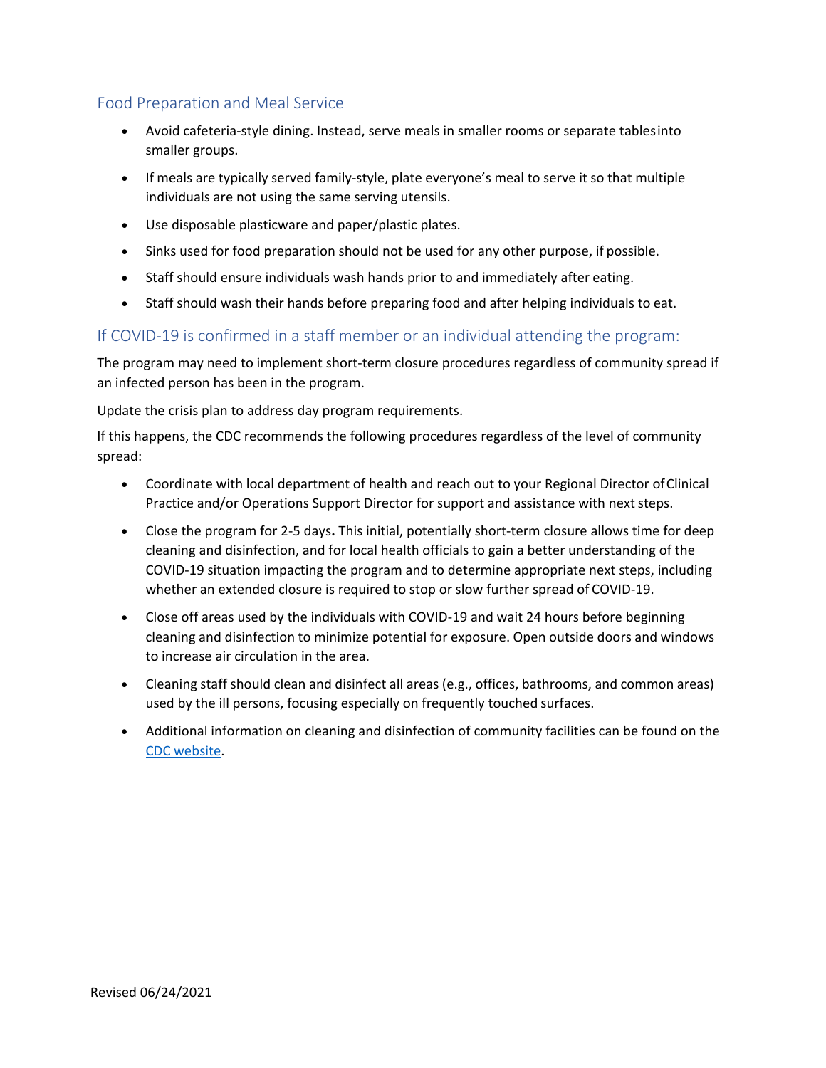## Food Preparation and Meal Service

- Avoid cafeteria-style dining. Instead, serve meals in smaller rooms or separate tables into smaller groups.
- If meals are typically served family-style, plate everyone's meal to serve it so that multiple individuals are not using the same serving utensils.
- Use disposable plasticware and paper/plastic plates.
- Sinks used for food preparation should not be used for any other purpose, if possible.
- Staff should ensure individuals wash hands prior to and immediately after eating.
- Staff should wash their hands before preparing food and after helping individuals to eat.

## If COVID-19 is confirmed in a staff member or an individual attending the program:

The program may need to implement short-term closure procedures regardless of community spread if an infected person has been in the program.

Update the crisis plan to address day program requirements.

If this happens, the CDC recommends the following procedures regardless of the level of community spread:

- Coordinate with local department of health and reach out to your Regional Director of Clinical Practice and/or Operations Support Director for support and assistance with next steps.
- Close the program for 2-5 days**.** This initial, potentially short-term closure allows time for deep cleaning and disinfection, and for local health officials to gain a better understanding of the COVID-19 situation impacting the program and to determine appropriate next steps, including whether an extended closure is required to stop or slow further spread of COVID-19.
- Close off areas used by the individuals with COVID-19 and wait 24 hours before beginning cleaning and disinfection to minimize potential for exposure. Open outside doors and windows to increase air circulation in the area.
- Cleaning staff should clean and disinfect all areas (e.g., offices, bathrooms, and common areas) used by the ill persons, focusing especially on frequently touched surfaces.
- Additional information on cleaning and disinfection of community facilities can be found on the CDC website.

Revised 06/24/2021